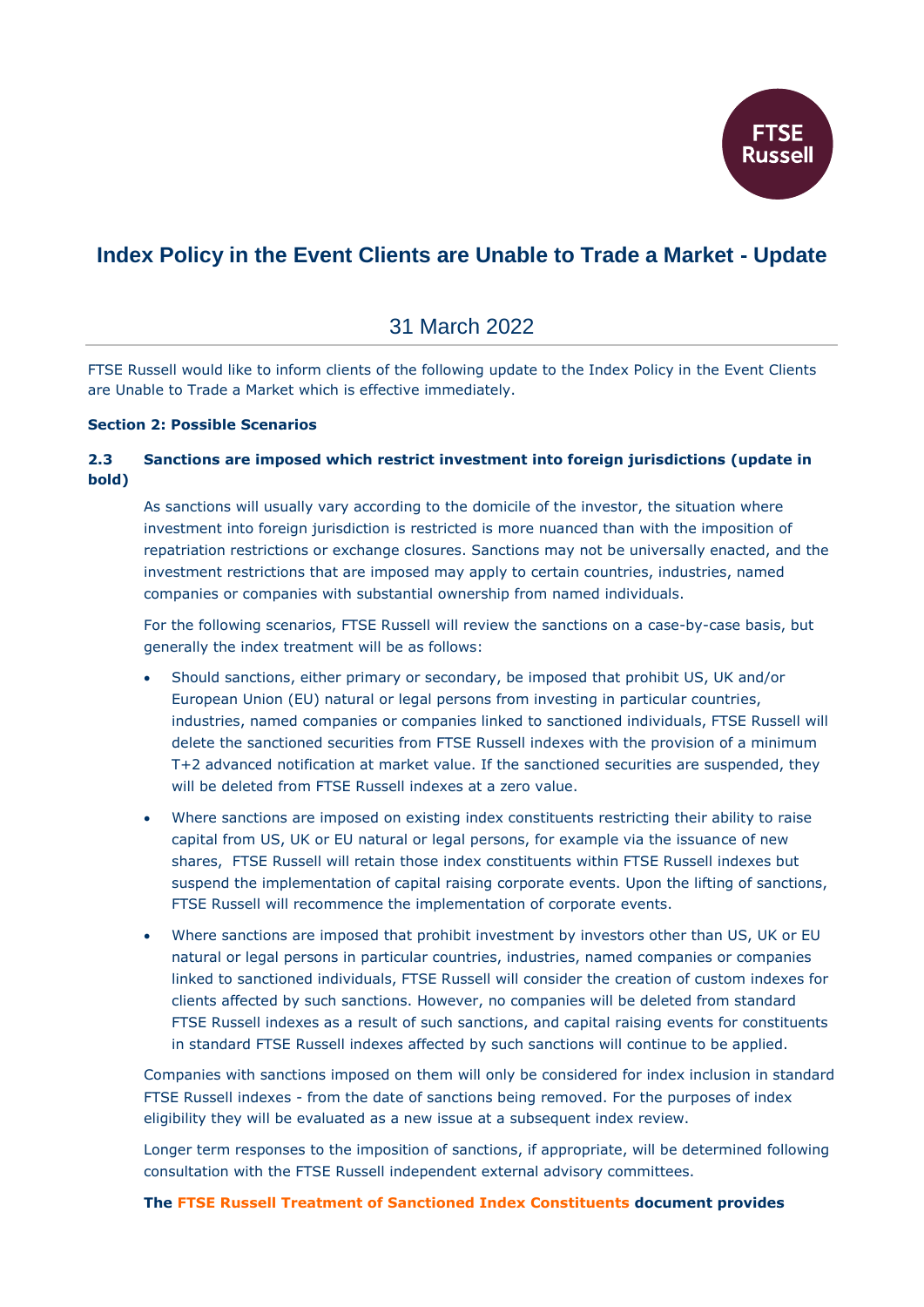# Index Policy in the Event Clients are Unable to Trade a Market - Update

## 31 March 2022

FTSE Russell would like to inform clients of the following update to the Index Policy in the Event Clients are Unable to Trade a Market which is effective immediately.

**Section 2: Possible Scenarios**

### 2.3 Sanctions are imposed which restrict investment into foreign jurisdictions (update in bold)

As sanctions will usually vary according to the domicile of the investor, the situation where investment into foreign jurisdiction is restricted is more nuanced than with the imposition of repatriation restrictions or exchange closures. Sanctions may not be universally enacted, and the investment restrictions that are imposed may apply to certain countries, industries, named companies or companies with substantial ownership from named individuals.

For the following scenarios, FTSE Russell will review the sanctions on a case-by-case basis, but generally the index treatment will be as follows:

- Should sanctions, either primary or secondary, be imposed that prohibit US, UK and/or European Union (EU) natural or legal persons from investing in particular countries, industries, named companies or companies linked to sanctioned individuals, FTSE Russell will delete the sanctioned securities from FTSE Russell indexes with the provision of a minimum T+2 advanced notification at market value. If the sanctioned securities are suspended, they will be deleted from FTSE Russell indexes at a zero value.
- Where sanctions are imposed on existing index constituents restricting their ability to raise capital from US, UK or EU natural or legal persons, for example via the issuance of new shares, FTSE Russell will retain those index constituents within FTSE Russell indexes but suspend the implementation of capital raising corporate events. Upon the lifting of sanctions, FTSE Russell will recommence the implementation of corporate events.
- Where sanctions are imposed that prohibit investment by investors other than US, UK or EU natural or legal persons in particular countries, industries, named companies or companies linked to sanctioned individuals, FTSE Russell will consider the creation of custom indexes for clients affected by such sanctions. However, no companies will be deleted from standard FTSE Russell indexes as a result of such sanctions, and capital raising events for constituents in standard FTSE Russell indexes affected by such sanctions will continue to be applied.

Companies with sanctions imposed on them will only be considered for index inclusion in standard FTSE Russell indexes - from the date of sanctions being removed. For the purposes of index eligibility they will be evaluated as a new issue at a subsequent index review.

Longer term responses to the imposition of sanctions, if appropriate, will be determined following consultation with the FTSE Russell independent external advisory committees.

**The FTSE Russell Treatment of Sanctioned Index Constituents document provides**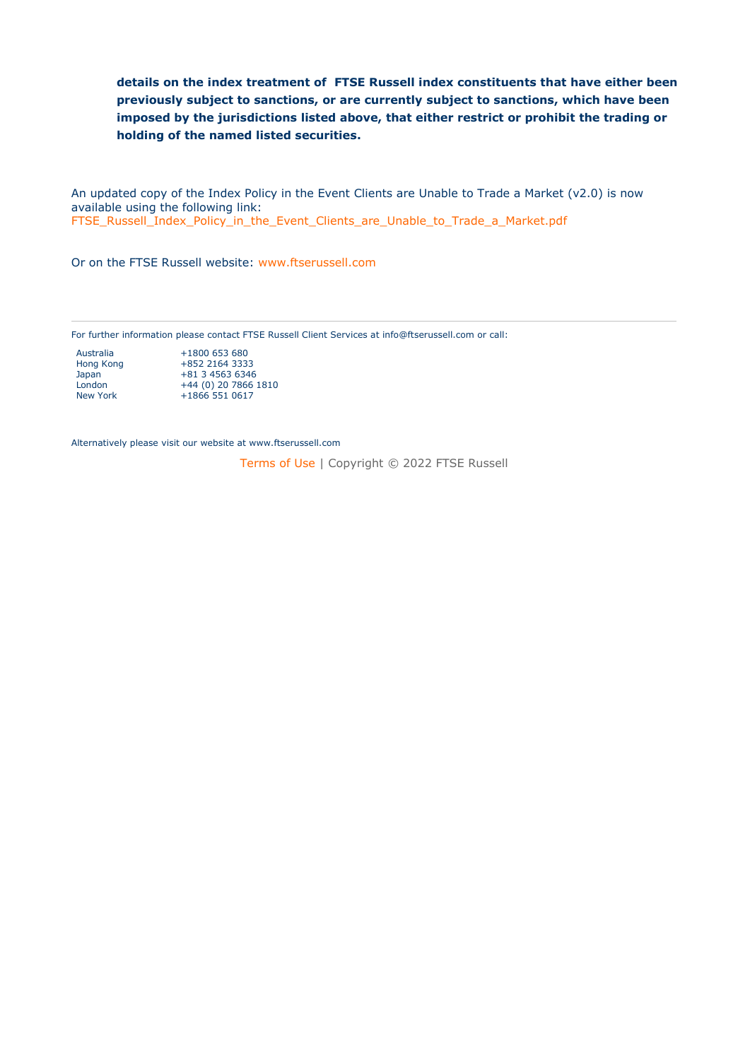**details on the index treatment of FTSE Russell index constituents that have either been previously subject to sanctions, or are currently subject to sanctions, which have been imposed by the jurisdictions listed above, that either restrict or prohibit the trading or holding of the named listed securities.**

An updated copy of the Index Policy in the Event Clients are Unable to Trade a Market (v2.0) is now available using the following link:
FTSE_Russell_Index_Policy_in_the_Event_Clients_are_Unable_to_Trade_a_Market.pdf

Or on the FTSE Russell website: www.ftserussell.com

---

For further information please contact FTSE Russell Client Services at info@ftserussell.com or call:

| | |
|---|---|
| Australia | +1800 653 680 |
| Hong Kong | +852 2164 3333 |
| Japan | +81 3 4563 6346 |
| London | +44 (0) 20 7866 1810 |
| New York | +1866 551 0617 |

Alternatively please visit our website at www.ftserussell.com

Terms of Use | Copyright © 2022 FTSE Russell